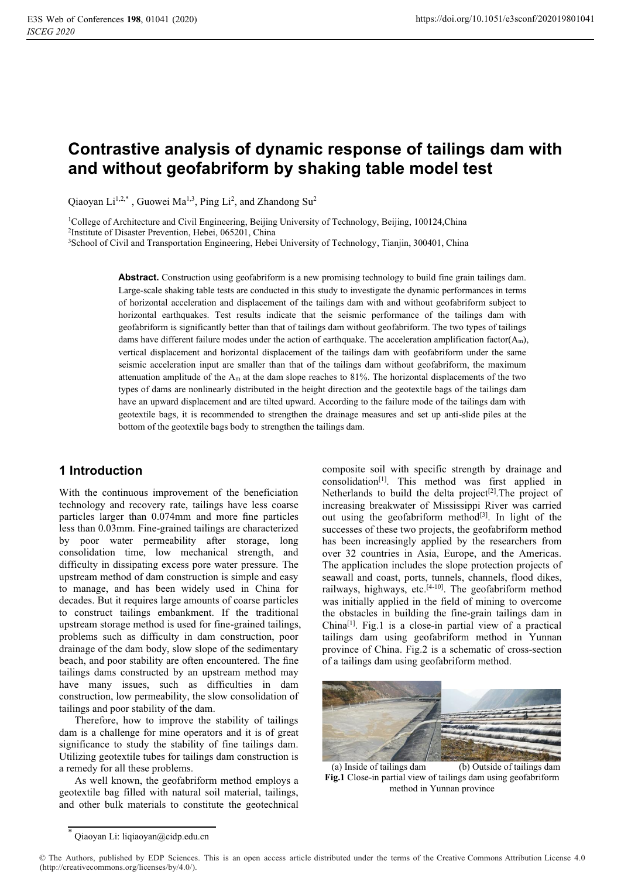# Contrastive analysis of dynamic response of tailings dam with and without geofabriform by shaking table model test

Qiaoyan Li[1,2,*], Guowei Ma[1,3], Ping Li[2], and Zhandong Su[2]

[1]College of Architecture and Civil Engineering, Beijing University of Technology, Beijing, 100124, China
[2]Institute of Disaster Prevention, Hebei, 065201, China
[3]School of Civil and Transportation Engineering, Hebei University of Technology, Tianjin, 300401, China

**Abstract.** Construction using geofabriform is a new promising technology to build fine grain tailings dam. Large-scale shaking table tests are conducted in this study to investigate the dynamic performances in terms of horizontal acceleration and displacement of the tailings dam with and without geofabriform subject to horizontal earthquakes. Test results indicate that the seismic performance of the tailings dam with geofabriform is significantly better than that of tailings dam without geofabriform. The two types of tailings dams have different failure modes under the action of earthquake. The acceleration amplification factor($A_m$), vertical displacement and horizontal displacement of the tailings dam with geofabriform under the same seismic acceleration input are smaller than that of the tailings dam without geofabriform, the maximum attenuation amplitude of the $A_m$ at the dam slope reaches to 81%. The horizontal displacements of the two types of dams are nonlinearly distributed in the height direction and the geotextile bags of the tailings dam have an upward displacement and are tilted upward. According to the failure mode of the tailings dam with geotextile bags, it is recommended to strengthen the drainage measures and set up anti-slide piles at the bottom of the geotextile bags body to strengthen the tailings dam.

## 1 Introduction

With the continuous improvement of the beneficiation technology and recovery rate, tailings have less coarse particles larger than 0.074mm and more fine particles less than 0.03mm. Fine-grained tailings are characterized by poor water permeability after storage, long consolidation time, low mechanical strength, and difficulty in dissipating excess pore water pressure. The upstream method of dam construction is simple and easy to manage, and has been widely used in China for decades. But it requires large amounts of coarse particles to construct tailings embankment. If the traditional upstream storage method is used for fine-grained tailings, problems such as difficulty in dam construction, poor drainage of the dam body, slow slope of the sedimentary beach, and poor stability are often encountered. The fine tailings dams constructed by an upstream method may have many issues, such as difficulties in dam construction, low permeability, the slow consolidation of tailings and poor stability of the dam.

Therefore, how to improve the stability of tailings dam is a challenge for mine operators and it is of great significance to study the stability of fine tailings dam. Utilizing geotextile tubes for tailings dam construction is a remedy for all these problems.

As well known, the geofabriform method employs a geotextile bag filled with natural soil material, tailings, and other bulk materials to constitute the geotechnical composite soil with specific strength by drainage and consolidation[1]. This method was first applied in Netherlands to build the delta project[2]. The project of increasing breakwater of Mississippi River was carried out using the geofabriform method[3]. In light of the successes of these two projects, the geofabriform method has been increasingly applied by the researchers from over 32 countries in Asia, Europe, and the Americas. The application includes the slope protection projects of seawall and coast, ports, tunnels, channels, flood dikes, railways, highways, etc.[4-10]. The geofabriform method was initially applied in the field of mining to overcome the obstacles in building the fine-grain tailings dam in China[1]. Fig.1 is a close-in partial view of a practical tailings dam using geofabriform method in Yunnan province of China. Fig.2 is a schematic of cross-section of a tailings dam using geofabriform method.

(a) Inside of tailings dam (b) Outside of tailings dam

**Fig.1** Close-in partial view of tailings dam using geofabriform method in Yunnan province

* Qiaoyan Li: liqiaoyan@cidp.edu.cn

© The Authors, published by EDP Sciences. This is an open access article distributed under the terms of the Creative Commons Attribution License 4.0 (http://creativecommons.org/licenses/by/4.0/).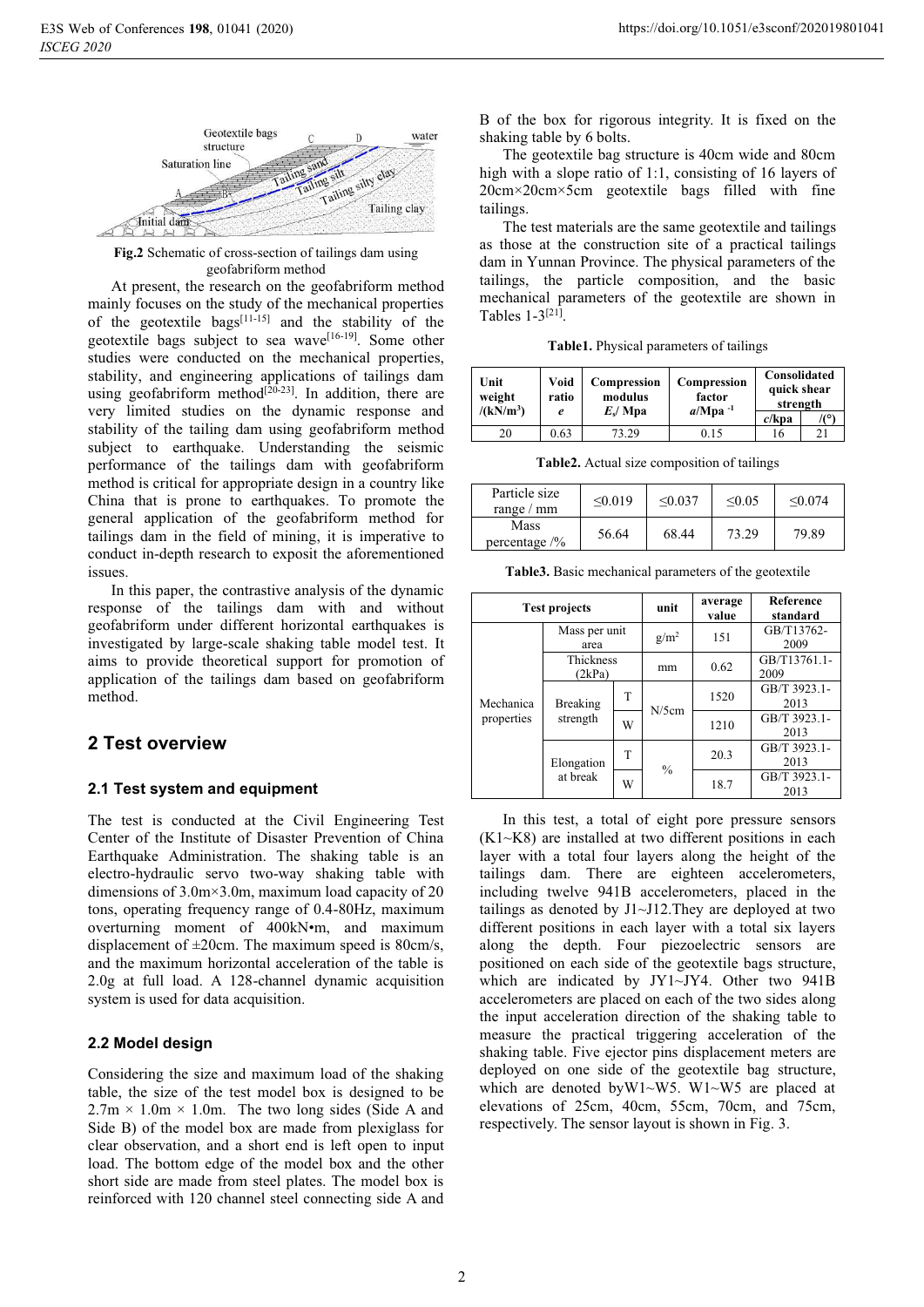Fig.2 Schematic of cross-section of tailings dam using geofabriform method

At present, the research on the geofabriform method mainly focuses on the study of the mechanical properties of the geotextile bags[11-15] and the stability of the geotextile bags subject to sea wave[16-19]. Some other studies were conducted on the mechanical properties, stability, and engineering applications of tailings dam using geofabriform method[20-23]. In addition, there are very limited studies on the dynamic response and stability of the tailing dam using geofabriform method subject to earthquake. Understanding the seismic performance of the tailings dam with geofabriform method is critical for appropriate design in a country like China that is prone to earthquakes. To promote the general application of the geofabriform method for tailings dam in the field of mining, it is imperative to conduct in-depth research to exposit the aforementioned issues.

In this paper, the contrastive analysis of the dynamic response of the tailings dam with and without geofabriform under different horizontal earthquakes is investigated by large-scale shaking table model test. It aims to provide theoretical support for promotion of application of the tailings dam based on geofabriform method.

## 2 Test overview

### 2.1 Test system and equipment

The test is conducted at the Civil Engineering Test Center of the Institute of Disaster Prevention of China Earthquake Administration. The shaking table is an electro-hydraulic servo two-way shaking table with dimensions of 3.0m×3.0m, maximum load capacity of 20 tons, operating frequency range of 0.4-80Hz, maximum overturning moment of 400kN•m, and maximum displacement of ±20cm. The maximum speed is 80cm/s, and the maximum horizontal acceleration of the table is 2.0g at full load. A 128-channel dynamic acquisition system is used for data acquisition.

### 2.2 Model design

Considering the size and maximum load of the shaking table, the size of the test model box is designed to be 2.7m × 1.0m × 1.0m. The two long sides (Side A and Side B) of the model box are made from plexiglass for clear observation, and a short end is left open to input load. The bottom edge of the model box and the other short side are made from steel plates. The model box is reinforced with 120 channel steel connecting side A and B of the box for rigorous integrity. It is fixed on the shaking table by 6 bolts.

The geotextile bag structure is 40cm wide and 80cm high with a slope ratio of 1:1, consisting of 16 layers of 20cm×20cm×5cm geotextile bags filled with fine tailings.

The test materials are the same geotextile and tailings as those at the construction site of a practical tailings dam in Yunnan Province. The physical parameters of the tailings, the particle composition, and the basic mechanical parameters of the geotextile are shown in Tables 1-3[21].

**Table1.** Physical parameters of tailings

| Unit weight /(kN/m³) | Void ratio $e$ | Compression modulus $E_s$/ Mpa | Compression factor $a$/Mpa $^{-1}$ | Consolidated quick shear strength | |
|---|---|---|---|---|---|
| | | | | $c$/kpa | /(°) |
| 20 | 0.63 | 73.29 | 0.15 | 16 | 21 |

**Table2.** Actual size composition of tailings

| Particle size range / mm | ≤0.019 | ≤0.037 | ≤0.05 | ≤0.074 |
|---|---|---|---|---|
| Mass percentage /% | 56.64 | 68.44 | 73.29 | 79.89 |

**Table3.** Basic mechanical parameters of the geotextile

| Test projects | | | unit | average value | Reference standard |
|---|---|---|---|---|---|
| Mechanica properties | Mass per unit area | | g/m² | 151 | GB/T13762-2009 |
| | Thickness (2kPa) | | mm | 0.62 | GB/T13761.1-2009 |
| | Breaking strength | T | N/5cm | 1520 | GB/T 3923.1-2013 |
| | | W | | 1210 | GB/T 3923.1-2013 |
| | Elongation at break | T | % | 20.3 | GB/T 3923.1-2013 |
| | | W | | 18.7 | GB/T 3923.1-2013 |

In this test, a total of eight pore pressure sensors (K1~K8) are installed at two different positions in each layer with a total four layers along the height of the tailings dam. There are eighteen accelerometers, including twelve 941B accelerometers, placed in the tailings as denoted by J1~J12.They are deployed at two different positions in each layer with a total six layers along the depth. Four piezoelectric sensors are positioned on each side of the geotextile bags structure, which are indicated by JY1~JY4. Other two 941B accelerometers are placed on each of the two sides along the input acceleration direction of the shaking table to measure the practical triggering acceleration of the shaking table. Five ejector pins displacement meters are deployed on one side of the geotextile bag structure, which are denoted byW1~W5. W1~W5 are placed at elevations of 25cm, 40cm, 55cm, 70cm, and 75cm, respectively. The sensor layout is shown in Fig. 3.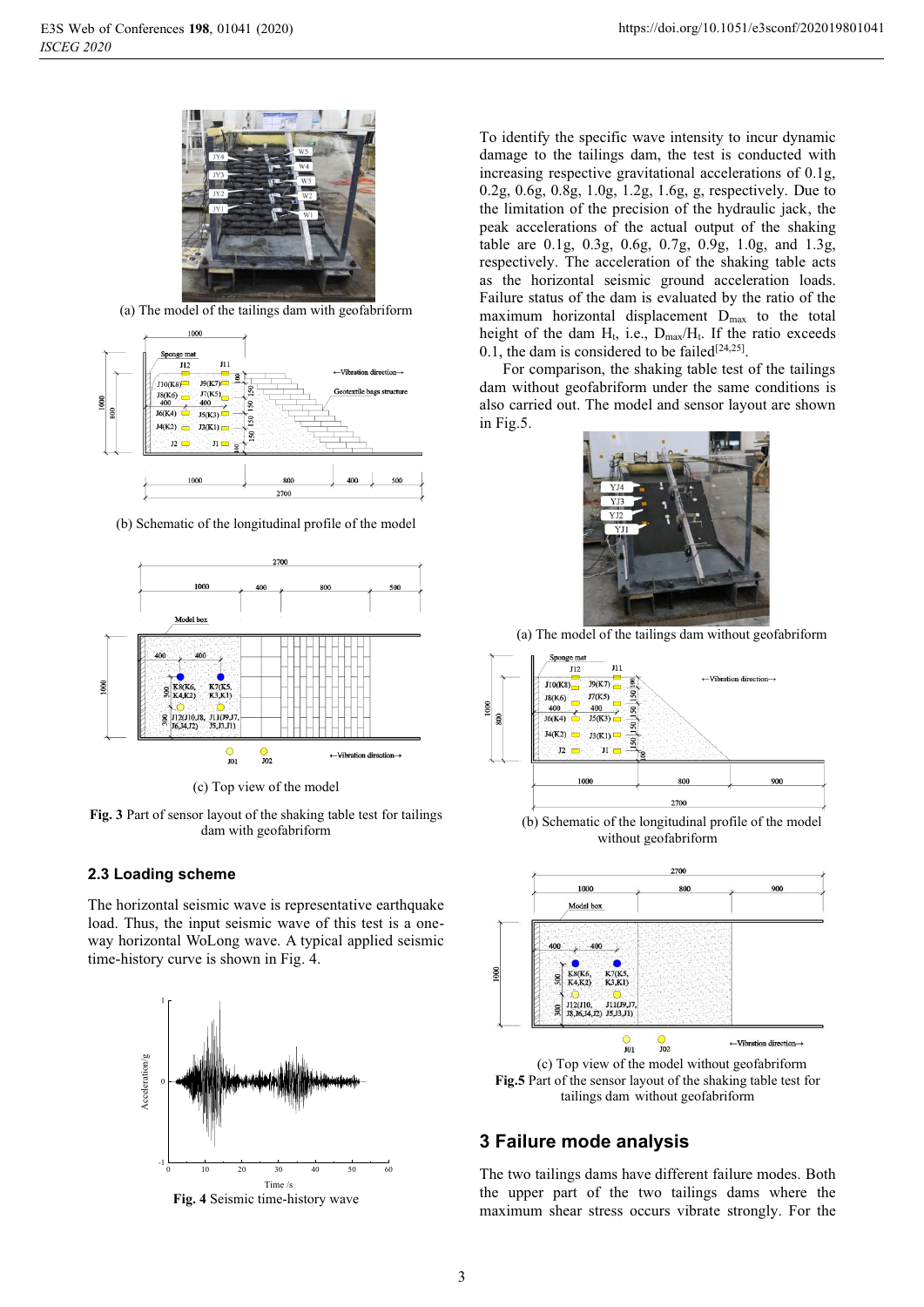(a) The model of the tailings dam with geofabriform

(b) Schematic of the longitudinal profile of the model

(c) Top view of the model

**Fig. 3** Part of sensor layout of the shaking table test for tailings dam with geofabriform

### 2.3 Loading scheme

The horizontal seismic wave is representative earthquake load. Thus, the input seismic wave of this test is a one-way horizontal WoLong wave. A typical applied seismic time-history curve is shown in Fig. 4.

**Fig. 4** Seismic time-history wave

To identify the specific wave intensity to incur dynamic damage to the tailings dam, the test is conducted with increasing respective gravitational accelerations of 0.1g, 0.2g, 0.6g, 0.8g, 1.0g, 1.2g, 1.6g, g, respectively. Due to the limitation of the precision of the hydraulic jack, the peak accelerations of the actual output of the shaking table are 0.1g, 0.3g, 0.6g, 0.7g, 0.9g, 1.0g, and 1.3g, respectively. The acceleration of the shaking table acts as the horizontal seismic ground acceleration loads. Failure status of the dam is evaluated by the ratio of the maximum horizontal displacement $D_{max}$ to the total height of the dam $H_t$, i.e., $D_{max}/H_t$. If the ratio exceeds 0.1, the dam is considered to be failed[24,25].

For comparison, the shaking table test of the tailings dam without geofabriform under the same conditions is also carried out. The model and sensor layout are shown in Fig.5.

(a) The model of the tailings dam without geofabriform

(b) Schematic of the longitudinal profile of the model without geofabriform

(c) Top view of the model without geofabriform

**Fig.5** Part of the sensor layout of the shaking table test for tailings dam without geofabriform

## 3 Failure mode analysis

The two tailings dams have different failure modes. Both the upper part of the two tailings dams where the maximum shear stress occurs vibrate strongly. For the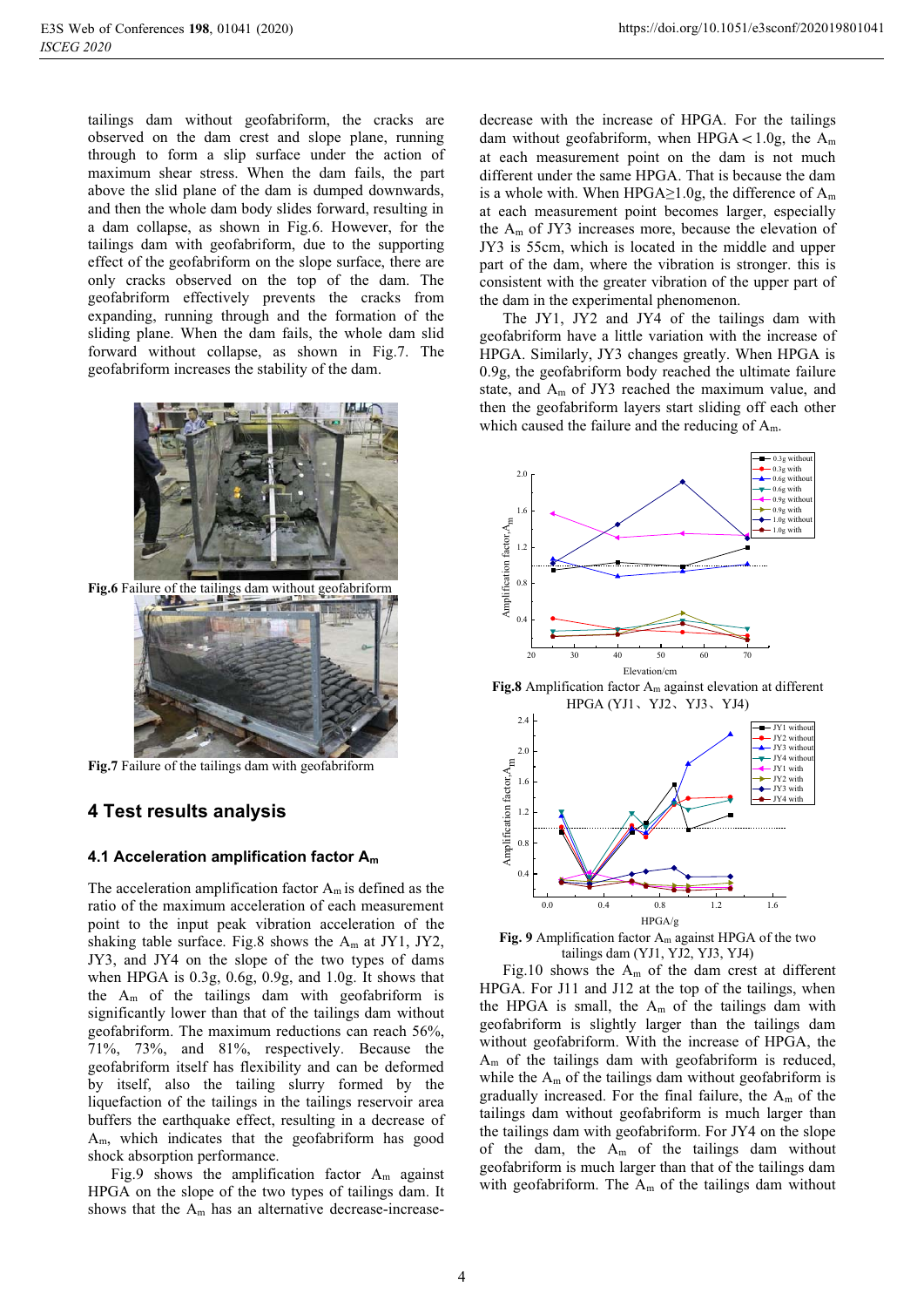tailings dam without geofabriform, the cracks are observed on the dam crest and slope plane, running through to form a slip surface under the action of maximum shear stress. When the dam fails, the part above the slid plane of the dam is dumped downwards, and then the whole dam body slides forward, resulting in a dam collapse, as shown in Fig.6. However, for the tailings dam with geofabriform, due to the supporting effect of the geofabriform on the slope surface, there are only cracks observed on the top of the dam. The geofabriform effectively prevents the cracks from expanding, running through and the formation of the sliding plane. When the dam fails, the whole dam slid forward without collapse, as shown in Fig.7. The geofabriform increases the stability of the dam.

**Fig.6** Failure of the tailings dam without geofabriform

**Fig.7** Failure of the tailings dam with geofabriform

## 4 Test results analysis

### 4.1 Acceleration amplification factor $A_m$

The acceleration amplification factor $A_m$ is defined as the ratio of the maximum acceleration of each measurement point to the input peak vibration acceleration of the shaking table surface. Fig.8 shows the $A_m$ at JY1, JY2, JY3, and JY4 on the slope of the two types of dams when HPGA is 0.3g, 0.6g, 0.9g, and 1.0g. It shows that the $A_m$ of the tailings dam with geofabriform is significantly lower than that of the tailings dam without geofabriform. The maximum reductions can reach 56%, 71%, 73%, and 81%, respectively. Because the geofabriform itself has flexibility and can be deformed by itself, also the tailing slurry formed by the liquefaction of the tailings in the tailings reservoir area buffers the earthquake effect, resulting in a decrease of $A_m$, which indicates that the geofabriform has good shock absorption performance.

Fig.9 shows the amplification factor $A_m$ against HPGA on the slope of the two types of tailings dam. It shows that the $A_m$ has an alternative decrease-increase-decrease with the increase of HPGA. For the tailings dam without geofabriform, when HPGA < 1.0g, the $A_m$ at each measurement point on the dam is not much different under the same HPGA. That is because the dam is a whole with. When HPGA≥1.0g, the difference of $A_m$ at each measurement point becomes larger, especially the $A_m$ of JY3 increases more, because the elevation of JY3 is 55cm, which is located in the middle and upper part of the dam, where the vibration is stronger. this is consistent with the greater vibration of the upper part of the dam in the experimental phenomenon.

The JY1, JY2 and JY4 of the tailings dam with geofabriform have a little variation with the increase of HPGA. Similarly, JY3 changes greatly. When HPGA is 0.9g, the geofabriform body reached the ultimate failure state, and $A_m$ of JY3 reached the maximum value, and then the geofabriform layers start sliding off each other which caused the failure and the reducing of $A_m$.

**Fig.8** Amplification factor $A_m$ against elevation at different HPGA (YJ1、YJ2、YJ3、YJ4)

**Fig. 9** Amplification factor $A_m$ against HPGA of the two tailings dam (YJ1, YJ2, YJ3, YJ4)

Fig.10 shows the $A_m$ of the dam crest at different HPGA. For J11 and J12 at the top of the tailings, when the HPGA is small, the $A_m$ of the tailings dam with geofabriform is slightly larger than the tailings dam without geofabriform. With the increase of HPGA, the $A_m$ of the tailings dam with geofabriform is reduced, while the $A_m$ of the tailings dam without geofabriform is gradually increased. For the final failure, the $A_m$ of the tailings dam without geofabriform is much larger than the tailings dam with geofabriform. For JY4 on the slope of the dam, the $A_m$ of the tailings dam without geofabriform is much larger than that of the tailings dam with geofabriform. The $A_m$ of the tailings dam without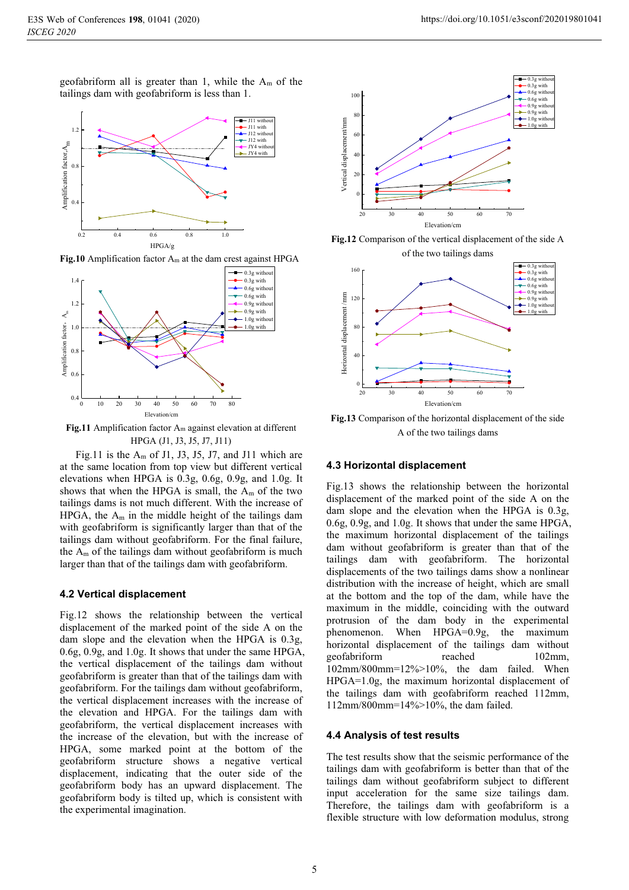geofabriform all is greater than 1, while the $A_m$ of the tailings dam with geofabriform is less than 1.

**Fig.10** Amplification factor $A_m$ at the dam crest against HPGA

**Fig.11** Amplification factor $A_m$ against elevation at different HPGA (J1, J3, J5, J7, J11)

Fig.11 is the $A_m$ of J1, J3, J5, J7, and J11 which are at the same location from top view but different vertical elevations when HPGA is 0.3g, 0.6g, 0.9g, and 1.0g. It shows that when the HPGA is small, the $A_m$ of the two tailings dams is not much different. With the increase of HPGA, the $A_m$ in the middle height of the tailings dam with geofabriform is significantly larger than that of the tailings dam without geofabriform. For the final failure, the $A_m$ of the tailings dam without geofabriform is much larger than that of the tailings dam with geofabriform.

## 4.2 Vertical displacement

Fig.12 shows the relationship between the vertical displacement of the marked point of the side A on the dam slope and the elevation when the HPGA is 0.3g, 0.6g, 0.9g, and 1.0g. It shows that under the same HPGA, the vertical displacement of the tailings dam without geofabriform is greater than that of the tailings dam with geofabriform. For the tailings dam without geofabriform, the vertical displacement increases with the increase of the elevation and HPGA. For the tailings dam with geofabriform, the vertical displacement increases with the increase of the elevation, but with the increase of HPGA, some marked point at the bottom of the geofabriform structure shows a negative vertical displacement, indicating that the outer side of the geofabriform body has an upward displacement. The geofabriform body is tilted up, which is consistent with the experimental imagination.

**Fig.12** Comparison of the vertical displacement of the side A of the two tailings dams

**Fig.13** Comparison of the horizontal displacement of the side A of the two tailings dams

## 4.3 Horizontal displacement

Fig.13 shows the relationship between the horizontal displacement of the marked point of the side A on the dam slope and the elevation when the HPGA is 0.3g, 0.6g, 0.9g, and 1.0g. It shows that under the same HPGA, the maximum horizontal displacement of the tailings dam without geofabriform is greater than that of the tailings dam with geofabriform. The horizontal displacements of the two tailings dams show a nonlinear distribution with the increase of height, which are small at the bottom and the top of the dam, while have the maximum in the middle, coinciding with the outward protrusion of the dam body in the experimental phenomenon. When HPGA=0.9g, the maximum horizontal displacement of the tailings dam without geofabriform reached 102mm, 102mm/800mm=12%>10%, the dam failed. When HPGA=1.0g, the maximum horizontal displacement of the tailings dam with geofabriform reached 112mm, 112mm/800mm=14%>10%, the dam failed.

## 4.4 Analysis of test results

The test results show that the seismic performance of the tailings dam with geofabriform is better than that of the tailings dam without geofabriform subject to different input acceleration for the same size tailings dam. Therefore, the tailings dam with geofabriform is a flexible structure with low deformation modulus, strong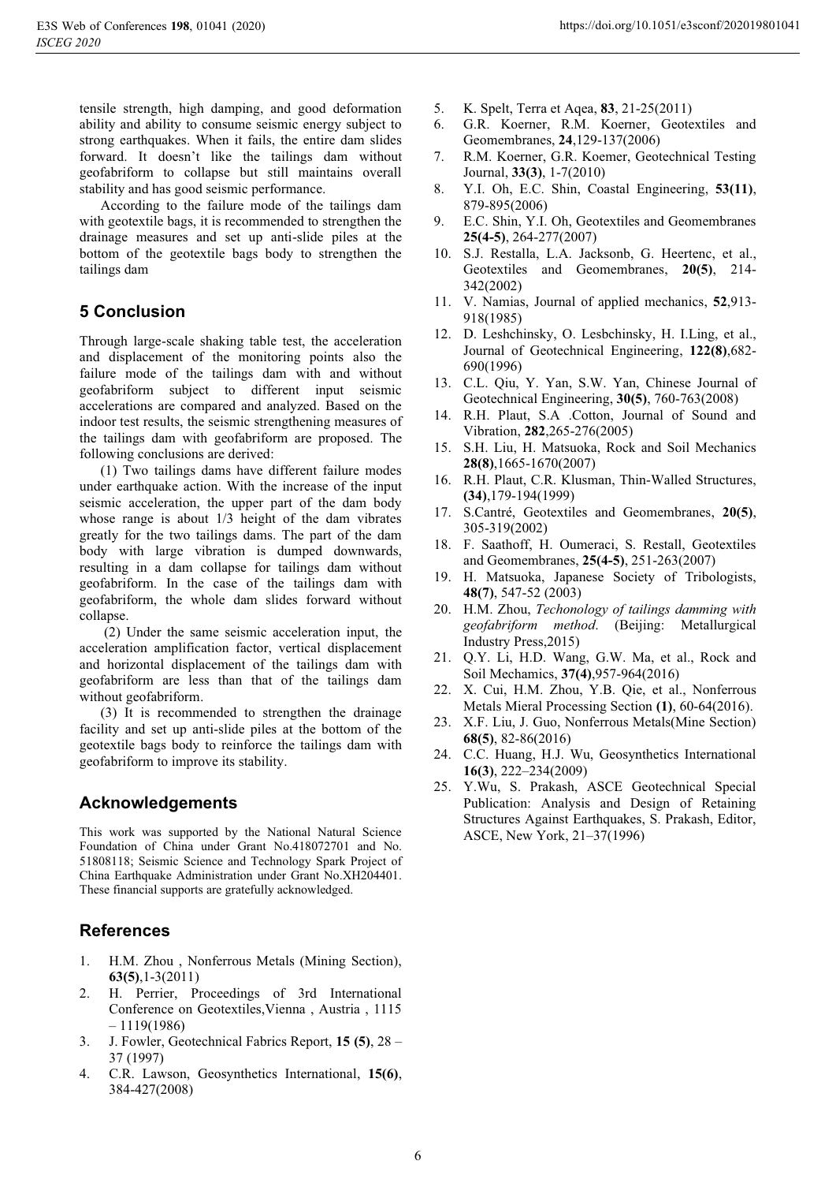tensile strength, high damping, and good deformation ability and ability to consume seismic energy subject to strong earthquakes. When it fails, the entire dam slides forward. It doesn't like the tailings dam without geofabriform to collapse but still maintains overall stability and has good seismic performance.

According to the failure mode of the tailings dam with geotextile bags, it is recommended to strengthen the drainage measures and set up anti-slide piles at the bottom of the geotextile bags body to strengthen the tailings dam

## 5 Conclusion

Through large-scale shaking table test, the acceleration and displacement of the monitoring points also the failure mode of the tailings dam with and without geofabriform subject to different input seismic accelerations are compared and analyzed. Based on the indoor test results, the seismic strengthening measures of the tailings dam with geofabriform are proposed. The following conclusions are derived:

(1) Two tailings dams have different failure modes under earthquake action. With the increase of the input seismic acceleration, the upper part of the dam body whose range is about 1/3 height of the dam vibrates greatly for the two tailings dams. The part of the dam body with large vibration is dumped downwards, resulting in a dam collapse for tailings dam without geofabriform. In the case of the tailings dam with geofabriform, the whole dam slides forward without collapse.

(2) Under the same seismic acceleration input, the acceleration amplification factor, vertical displacement and horizontal displacement of the tailings dam with geofabriform are less than that of the tailings dam without geofabriform.

(3) It is recommended to strengthen the drainage facility and set up anti-slide piles at the bottom of the geotextile bags body to reinforce the tailings dam with geofabriform to improve its stability.

## Acknowledgements

This work was supported by the National Natural Science Foundation of China under Grant No.418072701 and No. 51808118; Seismic Science and Technology Spark Project of China Earthquake Administration under Grant No.XH204401. These financial supports are gratefully acknowledged.

## References

1. H.M. Zhou , Nonferrous Metals (Mining Section), **63(5)**,1-3(2011)
2. H. Perrier, Proceedings of 3rd International Conference on Geotextiles,Vienna , Austria , 1115 – 1119(1986)
3. J. Fowler, Geotechnical Fabrics Report, **15 (5)**, 28 – 37 (1997)
4. C.R. Lawson, Geosynthetics International, **15(6)**, 384-427(2008)
5. K. Spelt, Terra et Aqea, **83**, 21-25(2011)
6. G.R. Koerner, R.M. Koerner, Geotextiles and Geomembranes, **24**,129-137(2006)
7. R.M. Koerner, G.R. Koemer, Geotechnical Testing Journal, **33(3)**, 1-7(2010)
8. Y.I. Oh, E.C. Shin, Coastal Engineering, **53(11)**, 879-895(2006)
9. E.C. Shin, Y.I. Oh, Geotextiles and Geomembranes **25(4-5)**, 264-277(2007)
10. S.J. Restalla, L.A. Jacksonb, G. Heertenc, et al., Geotextiles and Geomembranes, **20(5)**, 214-342(2002)
11. V. Namias, Journal of applied mechanics, **52**,913-918(1985)
12. D. Leshchinsky, O. Lesbchinsky, H. I.Ling, et al., Journal of Geotechnical Engineering, **122(8)**,682-690(1996)
13. C.L. Qiu, Y. Yan, S.W. Yan, Chinese Journal of Geotechnical Engineering, **30(5)**, 760-763(2008)
14. R.H. Plaut, S.A .Cotton, Journal of Sound and Vibration, **282**,265-276(2005)
15. S.H. Liu, H. Matsuoka, Rock and Soil Mechanics **28(8)**,1665-1670(2007)
16. R.H. Plaut, C.R. Klusman, Thin-Walled Structures, **(34)**,179-194(1999)
17. S.Cantré, Geotextiles and Geomembranes, **20(5)**, 305-319(2002)
18. F. Saathoff, H. Oumeraci, S. Restall, Geotextiles and Geomembranes, **25(4-5)**, 251-263(2007)
19. H. Matsuoka, Japanese Society of Tribologists, **48(7)**, 547-52 (2003)
20. H.M. Zhou, *Techonology of tailings damming with geofabriform method*. (Beijing: Metallurgical Industry Press,2015)
21. Q.Y. Li, H.D. Wang, G.W. Ma, et al., Rock and Soil Mechamics, **37(4)**,957-964(2016)
22. X. Cui, H.M. Zhou, Y.B. Qie, et al., Nonferrous Metals Mieral Processing Section **(1)**, 60-64(2016).
23. X.F. Liu, J. Guo, Nonferrous Metals(Mine Section) **68(5)**, 82-86(2016)
24. C.C. Huang, H.J. Wu, Geosynthetics International **16(3)**, 222–234(2009)
25. Y.Wu, S. Prakash, ASCE Geotechnical Special Publication: Analysis and Design of Retaining Structures Against Earthquakes, S. Prakash, Editor, ASCE, New York, 21–37(1996)